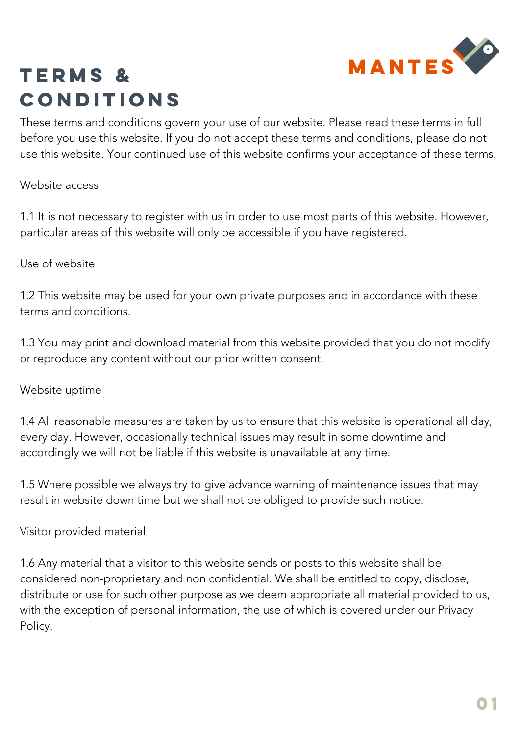MANTES

# TERMS & CONDITIONS

These terms and conditions govern your use of our website. Please read these terms in full before you use this website. If you do not accept these terms and conditions, please do not use this website. Your continued use of this website confirms your acceptance of these terms.

## Website access

1.1 It is not necessary to register with us in order to use most parts of this website. However, particular areas of this website will only be accessible if you have registered.

## Use of website

1.2 This website may be used for your own private purposes and in accordance with these terms and conditions.

1.3 You may print and download material from this website provided that you do not modify or reproduce any content without our prior written consent.

## Website uptime

1.4 All reasonable measures are taken by us to ensure that this website is operational all day, every day. However, occasionally technical issues may result in some downtime and accordingly we will not be liable if this website is unavailable at any time.

1.5 Where possible we always try to give advance warning of maintenance issues that may result in website down time but we shall not be obliged to provide such notice.

## Visitor provided material

1.6 Any material that a visitor to this website sends or posts to this website shall be considered non-proprietary and non confidential. We shall be entitled to copy, disclose, distribute or use for such other purpose as we deem appropriate all material provided to us, with the exception of personal information, the use of which is covered under our Privacy Policy.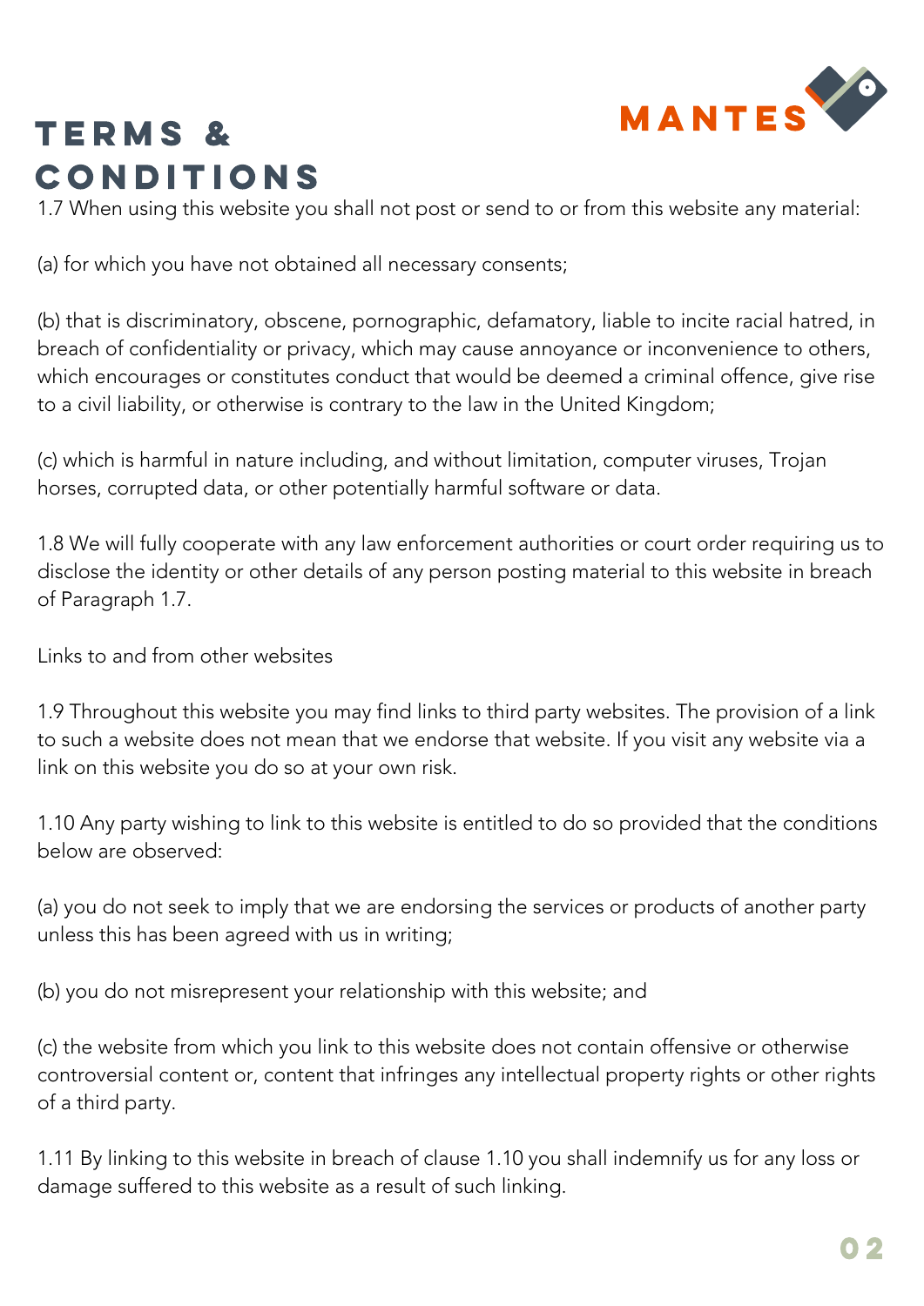# TERMS & CONDITIONS

1.7 When using this website you shall not post or send to or from this website any material:

(a) for which you have not obtained all necessary consents;

(b) that is discriminatory, obscene, pornographic, defamatory, liable to incite racial hatred, in breach of confidentiality or privacy, which may cause annoyance or inconvenience to others, which encourages or constitutes conduct that would be deemed a criminal offence, give rise to a civil liability, or otherwise is contrary to the law in the United Kingdom;

(c) which is harmful in nature including, and without limitation, computer viruses, Trojan horses, corrupted data, or other potentially harmful software or data.

1.8 We will fully cooperate with any law enforcement authorities or court order requiring us to disclose the identity or other details of any person posting material to this website in breach of Paragraph 1.7.

Links to and from other websites

1.9 Throughout this website you may find links to third party websites. The provision of a link to such a website does not mean that we endorse that website. If you visit any website via a link on this website you do so at your own risk.

1.10 Any party wishing to link to this website is entitled to do so provided that the conditions below are observed:

(a) you do not seek to imply that we are endorsing the services or products of another party unless this has been agreed with us in writing;

(b) you do not misrepresent your relationship with this website; and

(c) the website from which you link to this website does not contain offensive or otherwise controversial content or, content that infringes any intellectual property rights or other rights of a third party.

1.11 By linking to this website in breach of clause 1.10 you shall indemnify us for any loss or damage suffered to this website as a result of such linking.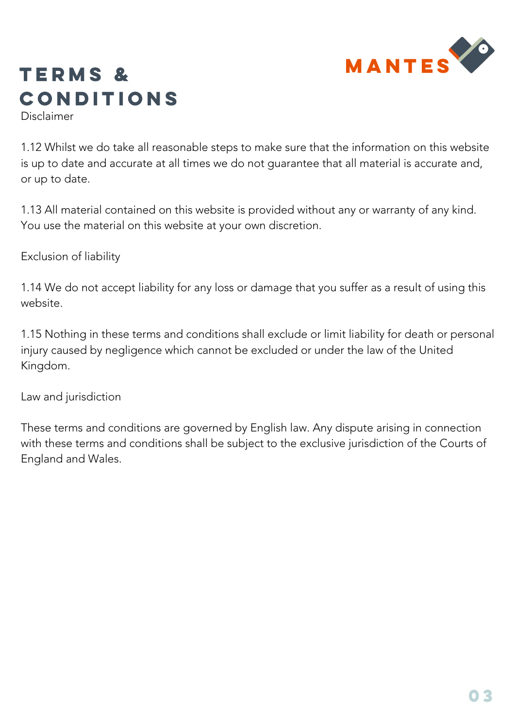# TERMS & CONDITIONS

MANTES

Disclaimer

1.12 Whilst we do take all reasonable steps to make sure that the information on this website is up to date and accurate at all times we do not guarantee that all material is accurate and, or up to date.

1.13 All material contained on this website is provided without any or warranty of any kind. You use the material on this website at your own discretion.

Exclusion of liability

1.14 We do not accept liability for any loss or damage that you suffer as a result of using this website.

1.15 Nothing in these terms and conditions shall exclude or limit liability for death or personal injury caused by negligence which cannot be excluded or under the law of the United Kingdom.

Law and jurisdiction

These terms and conditions are governed by English law. Any dispute arising in connection with these terms and conditions shall be subject to the exclusive jurisdiction of the Courts of England and Wales.